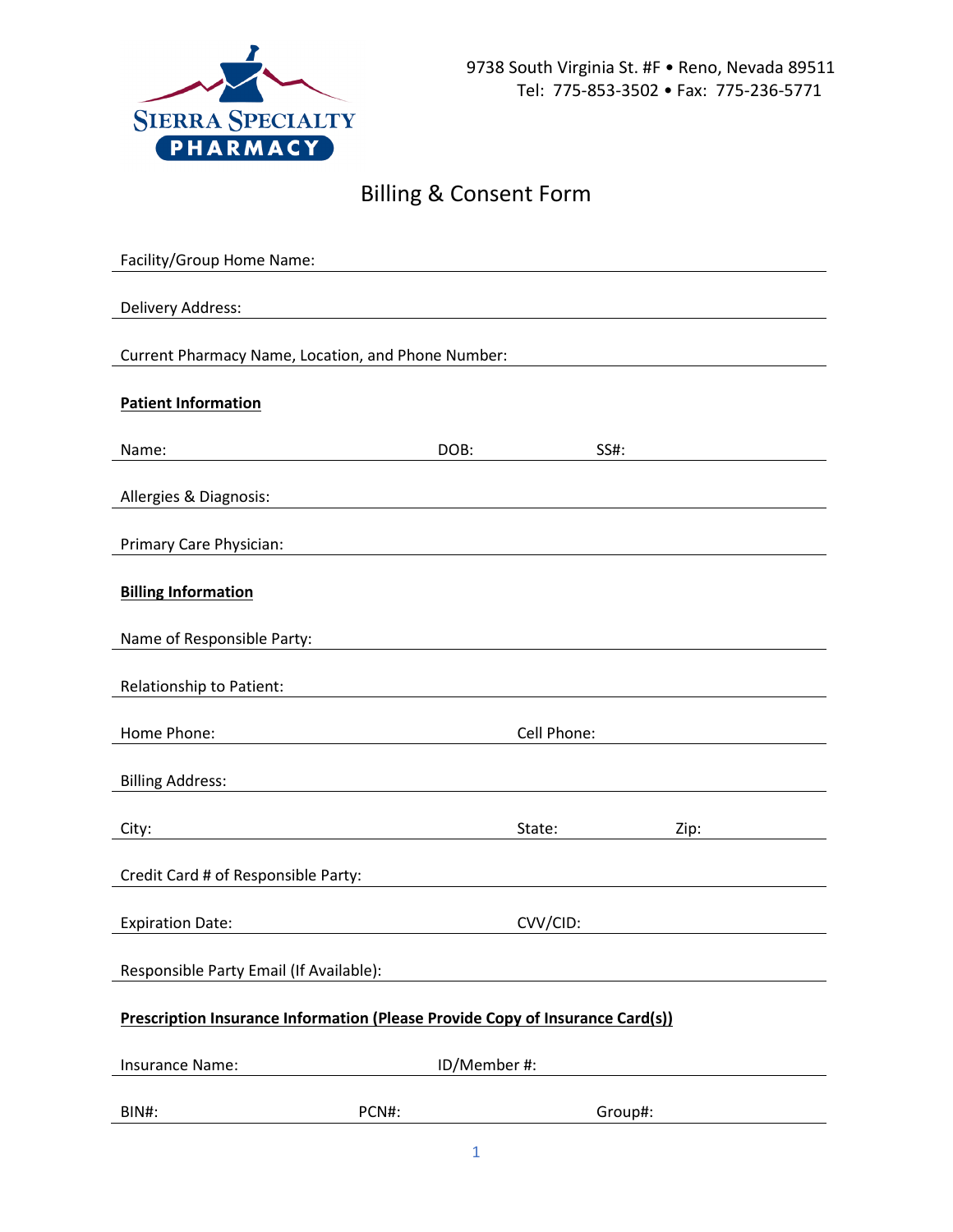SIERRA SPECIALTY PHARMACY

9738 South Virginia St. #F • Reno, Nevada 89511
Tel: 775-853-3502 • Fax: 775-236-5771

# Billing & Consent Form

Facility/Group Home Name: ______________________________

Delivery Address: ______________________________

Current Pharmacy Name, Location, and Phone Number: ______________________________

**Patient Information**

Name: ______________ DOB: ______________ SS#: ______________

Allergies & Diagnosis: ______________________________

Primary Care Physician: ______________________________

**Billing Information**

Name of Responsible Party: ______________________________

Relationship to Patient: ______________________________

Home Phone: ______________ Cell Phone: ______________

Billing Address: ______________________________

City: ______________ State: ______________ Zip: ______________

Credit Card # of Responsible Party: ______________________________

Expiration Date: ______________ CVV/CID: ______________

Responsible Party Email (If Available): ______________________________

**Prescription Insurance Information (Please Provide Copy of Insurance Card(s))**

Insurance Name: ______________ ID/Member #: ______________

BIN#: ______________ PCN#: ______________ Group#: ______________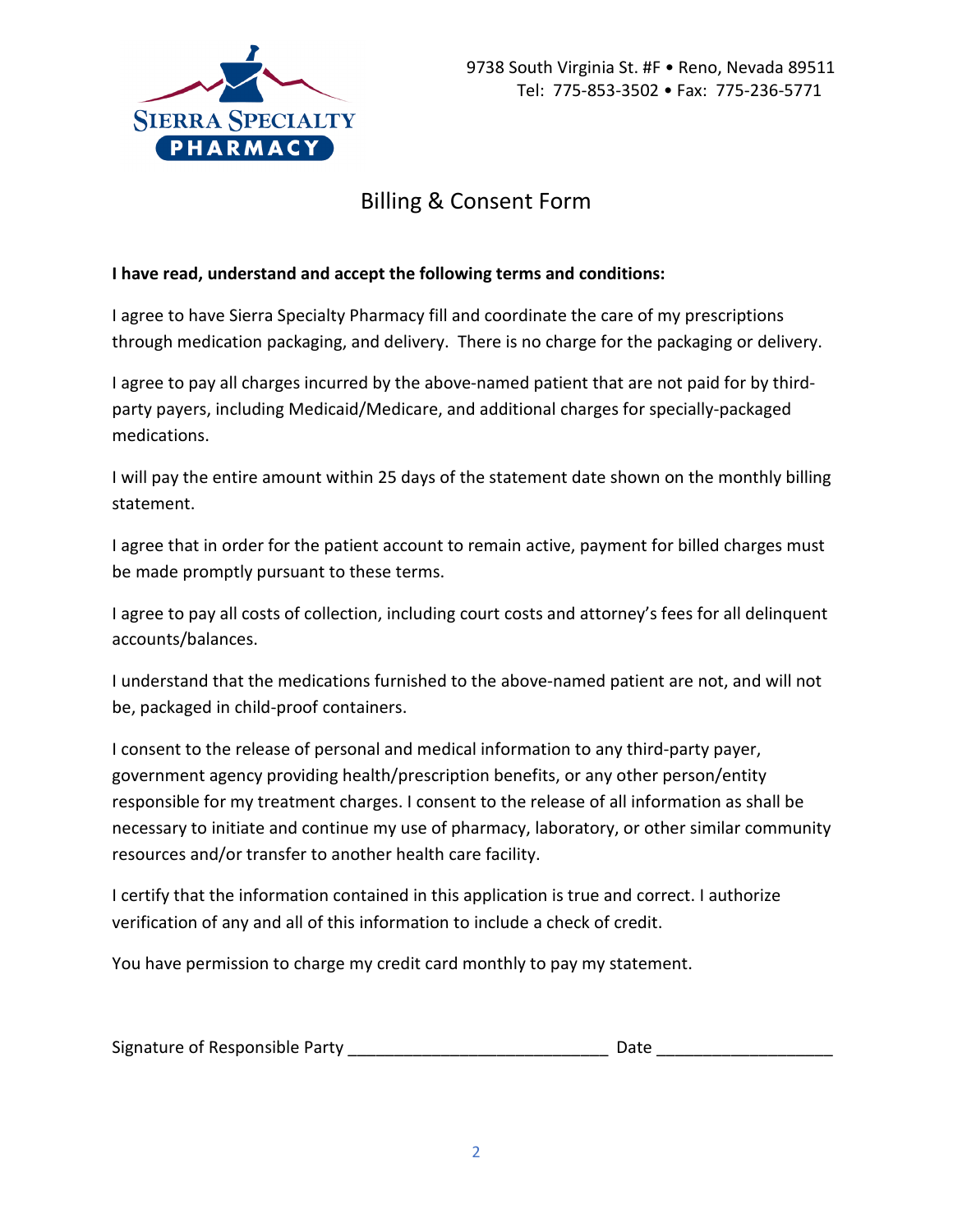SIERRA SPECIALTY PHARMACY

9738 South Virginia St. #F • Reno, Nevada 89511
Tel: 775-853-3502 • Fax: 775-236-5771

# Billing & Consent Form

**I have read, understand and accept the following terms and conditions:**

I agree to have Sierra Specialty Pharmacy fill and coordinate the care of my prescriptions through medication packaging, and delivery. There is no charge for the packaging or delivery.

I agree to pay all charges incurred by the above-named patient that are not paid for by third-party payers, including Medicaid/Medicare, and additional charges for specially-packaged medications.

I will pay the entire amount within 25 days of the statement date shown on the monthly billing statement.

I agree that in order for the patient account to remain active, payment for billed charges must be made promptly pursuant to these terms.

I agree to pay all costs of collection, including court costs and attorney's fees for all delinquent accounts/balances.

I understand that the medications furnished to the above-named patient are not, and will not be, packaged in child-proof containers.

I consent to the release of personal and medical information to any third-party payer, government agency providing health/prescription benefits, or any other person/entity responsible for my treatment charges. I consent to the release of all information as shall be necessary to initiate and continue my use of pharmacy, laboratory, or other similar community resources and/or transfer to another health care facility.

I certify that the information contained in this application is true and correct. I authorize verification of any and all of this information to include a check of credit.

You have permission to charge my credit card monthly to pay my statement.

Signature of Responsible Party ___________________________ Date __________________